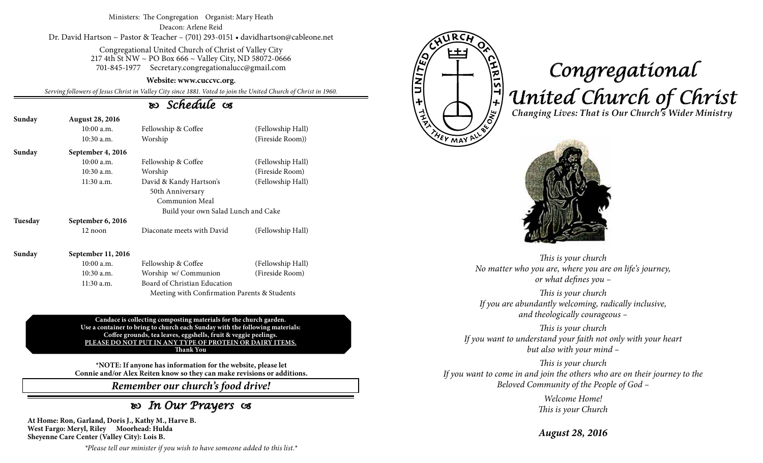Ministers: The Congregation Organist: Mary Heath

Deacon: Arlene Reid

Dr. David Hartson ~ Pastor & Teacher – (701) 293-0151 • davidhartson@cableone.net

Congregational United Church of Christ of Valley City
217 4th St NW ~ PO Box 666 ~ Valley City, ND 58072-0666
701-845-1977 Secretary.congregationalucc@gmail.com

**Website: www.cuccvc.org.**

*Serving followers of Jesus Christ in Valley City since 1881. Voted to join the United Church of Christ in 1960.*

## Schedule

| | | | |
|---|---|---|---|
| **Sunday** | **August 28, 2016** | | |
| | 10:00 a.m. | Fellowship & Coffee | (Fellowship Hall) |
| | 10:30 a.m. | Worship | (Fireside Room)) |
| **Sunday** | **September 4, 2016** | | |
| | 10:00 a.m. | Fellowship & Coffee | (Fellowship Hall) |
| | 10:30 a.m. | Worship | (Fireside Room) |
| | 11:30 a.m. | David & Kandy Hartson's 50th Anniversary Communion Meal Build your own Salad Lunch and Cake | (Fellowship Hall) |
| **Tuesday** | **September 6, 2016** | | |
| | 12 noon | Diaconate meets with David | (Fellowship Hall) |
| **Sunday** | **September 11, 2016** | | |
| | 10:00 a.m. | Fellowship & Coffee | (Fellowship Hall) |
| | 10:30 a.m. | Worship w/ Communion | (Fireside Room) |
| | 11:30 a.m. | Board of Christian Education Meeting with Confirmation Parents & Students | |

**Candace is collecting composting materials for the church garden.**
**Use a container to bring to church each Sunday with the following materials:**
**Coffee grounds, tea leaves, eggshells, fruit & veggie peelings.**
**PLEASE DO NOT PUT IN ANY TYPE OF PROTEIN OR DAIRY ITEMS.**
**Thank You**

**\*NOTE: If anyone has information for the website, please let Connie and/or Alex Reiten know so they can make revisions or additions.**

***Remember our church's food drive!***

## In Our Prayers

**At Home: Ron, Garland, Doris J., Kathy M., Harve B.**
**West Fargo: Meryl, Riley Moorhead: Hulda**
**Sheyenne Care Center (Valley City): Lois B.**

*\*Please tell our minister if you wish to have someone added to this list.\**

UNITED CHURCH OF CHRIST + THAT THEY MAY ALL BE ONE +

# *Congregational United Church of Christ*

***Changing Lives: That is Our Church's Wider Ministry***

*This is your church*
*No matter who you are, where you are on life's journey, or what defines you –*

*This is your church*
*If you are abundantly welcoming, radically inclusive, and theologically courageous –*

*This is your church*
*If you want to understand your faith not only with your heart but also with your mind –*

*This is your church*
*If you want to come in and join the others who are on their journey to the Beloved Community of the People of God –*

*Welcome Home!*
*This is your Church*

***August 28, 2016***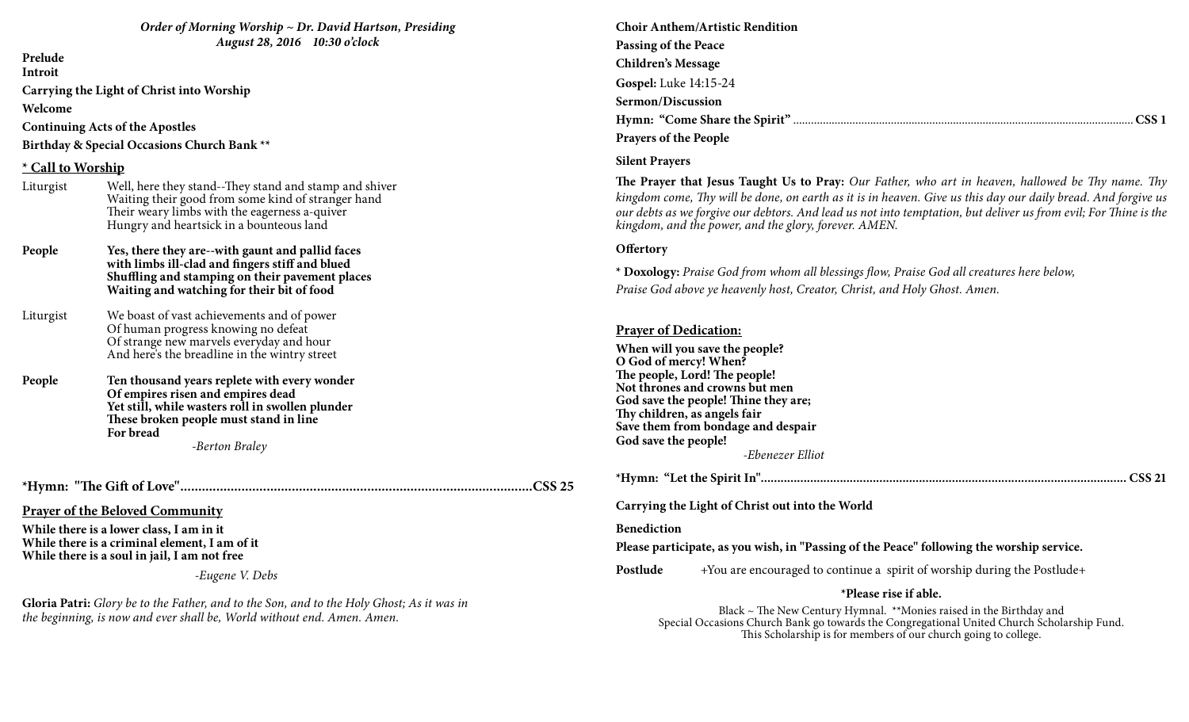*Order of Morning Worship ~ Dr. David Hartson, Presiding*
*August 28, 2016 10:30 o'clock*

**Prelude**

**Introit**

**Carrying the Light of Christ into Worship**

**Welcome**

**Continuing Acts of the Apostles**

**Birthday & Special Occasions Church Bank** **

## * Call to Worship

Liturgist — Well, here they stand--They stand and stamp and shiver
Waiting their good from some kind of stranger hand
Their weary limbs with the eagerness a-quiver
Hungry and heartsick in a bounteous land

**People — Yes, there they are--with gaunt and pallid faces**
**with limbs ill-clad and fingers stiff and blued**
**Shuffling and stamping on their pavement places**
**Waiting and watching for their bit of food**

Liturgist — We boast of vast achievements and of power
Of human progress knowing no defeat
Of strange new marvels everyday and hour
And here's the breadline in the wintry street

**People — Ten thousand years replete with every wonder**
**Of empires risen and empires dead**
**Yet still, while wasters roll in swollen plunder**
**These broken people must stand in line**
**For bread**

*-Berton Braley*

**\*Hymn: "The Gift of Love"...... CSS 25**

## Prayer of the Beloved Community

**While there is a lower class, I am in it**
**While there is a criminal element, I am of it**
**While there is a soul in jail, I am not free**

*-Eugene V. Debs*

**Gloria Patri:** *Glory be to the Father, and to the Son, and to the Holy Ghost; As it was in the beginning, is now and ever shall be, World without end. Amen. Amen.*

**Choir Anthem/Artistic Rendition**

**Passing of the Peace**

**Children's Message**

**Gospel:** Luke 14:15-24

**Sermon/Discussion**

**Hymn: "Come Share the Spirit" ...... CSS 1**

**Prayers of the People**

**Silent Prayers**

**The Prayer that Jesus Taught Us to Pray:** *Our Father, who art in heaven, hallowed be Thy name. Thy kingdom come, Thy will be done, on earth as it is in heaven. Give us this day our daily bread. And forgive us our debts as we forgive our debtors. And lead us not into temptation, but deliver us from evil; For Thine is the kingdom, and the power, and the glory, forever. AMEN.*

**Offertory**

**\* Doxology:** *Praise God from whom all blessings flow, Praise God all creatures here below,*
*Praise God above ye heavenly host, Creator, Christ, and Holy Ghost. Amen.*

## Prayer of Dedication:

**When will you save the people?**
**O God of mercy! When?**
**The people, Lord! The people!**
**Not thrones and crowns but men**
**God save the people! Thine they are;**
**Thy children, as angels fair**
**Save them from bondage and despair**
**God save the people!**

*-Ebenezer Elliot*

**\*Hymn: "Let the Spirit In"...... CSS 21**

**Carrying the Light of Christ out into the World**

**Benediction**

**Please participate, as you wish, in "Passing of the Peace" following the worship service.**

**Postlude** — +You are encouraged to continue a spirit of worship during the Postlude+

**\*Please rise if able.**

Black ~ The New Century Hymnal. **Monies raised in the Birthday and Special Occasions Church Bank go towards the Congregational United Church Scholarship Fund. This Scholarship is for members of our church going to college.